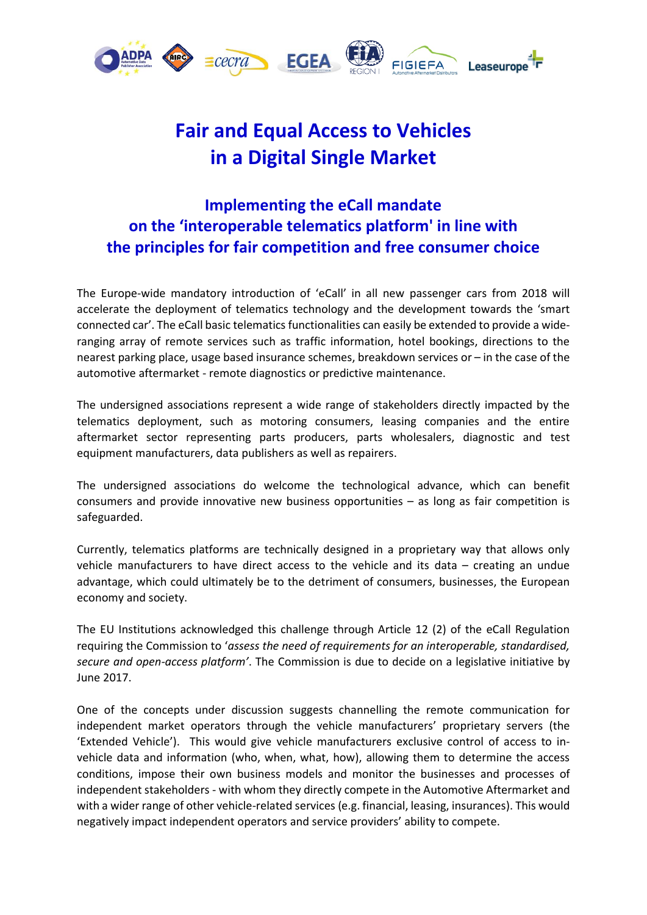# Fair and Equal Access to Vehicles in a Digital Single Market

## Implementing the eCall mandate on the 'interoperable telematics platform' in line with the principles for fair competition and free consumer choice

The Europe-wide mandatory introduction of 'eCall' in all new passenger cars from 2018 will accelerate the deployment of telematics technology and the development towards the 'smart connected car'. The eCall basic telematics functionalities can easily be extended to provide a wide-ranging array of remote services such as traffic information, hotel bookings, directions to the nearest parking place, usage based insurance schemes, breakdown services or – in the case of the automotive aftermarket - remote diagnostics or predictive maintenance.

The undersigned associations represent a wide range of stakeholders directly impacted by the telematics deployment, such as motoring consumers, leasing companies and the entire aftermarket sector representing parts producers, parts wholesalers, diagnostic and test equipment manufacturers, data publishers as well as repairers.

The undersigned associations do welcome the technological advance, which can benefit consumers and provide innovative new business opportunities – as long as fair competition is safeguarded.

Currently, telematics platforms are technically designed in a proprietary way that allows only vehicle manufacturers to have direct access to the vehicle and its data – creating an undue advantage, which could ultimately be to the detriment of consumers, businesses, the European economy and society.

The EU Institutions acknowledged this challenge through Article 12 (2) of the eCall Regulation requiring the Commission to '*assess the need of requirements for an interoperable, standardised, secure and open-access platform*'. The Commission is due to decide on a legislative initiative by June 2017.

One of the concepts under discussion suggests channelling the remote communication for independent market operators through the vehicle manufacturers' proprietary servers (the 'Extended Vehicle'). This would give vehicle manufacturers exclusive control of access to in-vehicle data and information (who, when, what, how), allowing them to determine the access conditions, impose their own business models and monitor the businesses and processes of independent stakeholders - with whom they directly compete in the Automotive Aftermarket and with a wider range of other vehicle-related services (e.g. financial, leasing, insurances). This would negatively impact independent operators and service providers' ability to compete.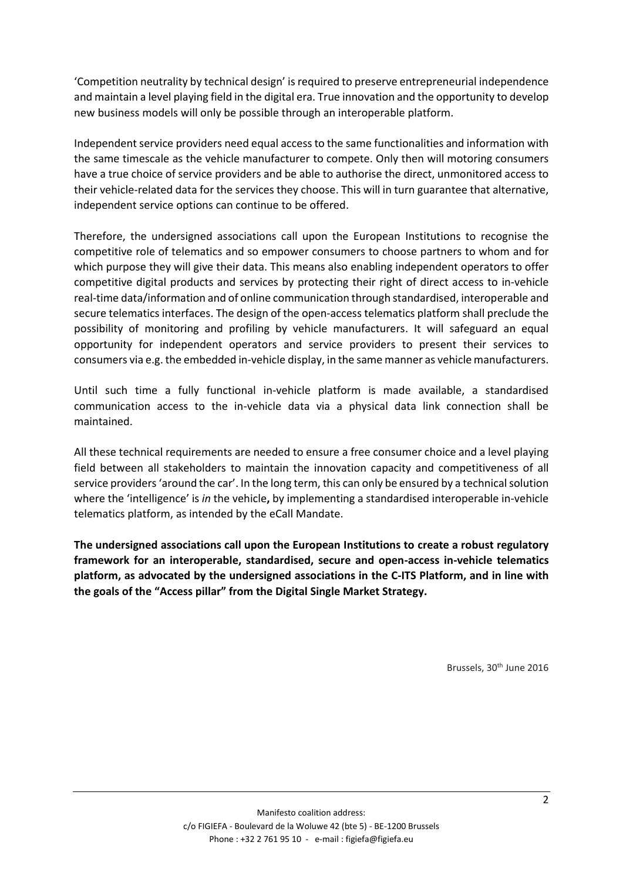'Competition neutrality by technical design' is required to preserve entrepreneurial independence and maintain a level playing field in the digital era. True innovation and the opportunity to develop new business models will only be possible through an interoperable platform.

Independent service providers need equal access to the same functionalities and information with the same timescale as the vehicle manufacturer to compete. Only then will motoring consumers have a true choice of service providers and be able to authorise the direct, unmonitored access to their vehicle-related data for the services they choose. This will in turn guarantee that alternative, independent service options can continue to be offered.

Therefore, the undersigned associations call upon the European Institutions to recognise the competitive role of telematics and so empower consumers to choose partners to whom and for which purpose they will give their data. This means also enabling independent operators to offer competitive digital products and services by protecting their right of direct access to in-vehicle real-time data/information and of online communication through standardised, interoperable and secure telematics interfaces. The design of the open-access telematics platform shall preclude the possibility of monitoring and profiling by vehicle manufacturers. It will safeguard an equal opportunity for independent operators and service providers to present their services to consumers via e.g. the embedded in-vehicle display, in the same manner as vehicle manufacturers.

Until such time a fully functional in-vehicle platform is made available, a standardised communication access to the in-vehicle data via a physical data link connection shall be maintained.

All these technical requirements are needed to ensure a free consumer choice and a level playing field between all stakeholders to maintain the innovation capacity and competitiveness of all service providers 'around the car'. In the long term, this can only be ensured by a technical solution where the 'intelligence' is *in* the vehicle**,** by implementing a standardised interoperable in-vehicle telematics platform, as intended by the eCall Mandate.

**The undersigned associations call upon the European Institutions to create a robust regulatory framework for an interoperable, standardised, secure and open-access in-vehicle telematics platform, as advocated by the undersigned associations in the C-ITS Platform, and in line with the goals of the "Access pillar" from the Digital Single Market Strategy.**

Brussels, 30th June 2016

Manifesto coalition address:
c/o FIGIEFA - Boulevard de la Woluwe 42 (bte 5) - BE-1200 Brussels
Phone : +32 2 761 95 10 - e-mail : figiefa@figiefa.eu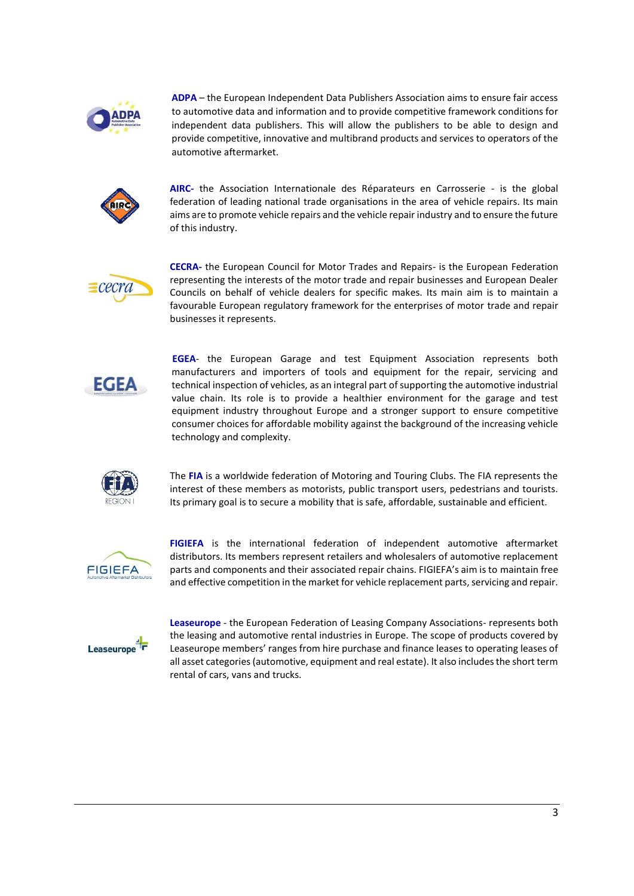**ADPA** – the European Independent Data Publishers Association aims to ensure fair access to automotive data and information and to provide competitive framework conditions for independent data publishers. This will allow the publishers to be able to design and provide competitive, innovative and multibrand products and services to operators of the automotive aftermarket.

**AIRC-** the Association Internationale des Réparateurs en Carrosserie - is the global federation of leading national trade organisations in the area of vehicle repairs. Its main aims are to promote vehicle repairs and the vehicle repair industry and to ensure the future of this industry.

**CECRA-** the European Council for Motor Trades and Repairs- is the European Federation representing the interests of the motor trade and repair businesses and European Dealer Councils on behalf of vehicle dealers for specific makes. Its main aim is to maintain a favourable European regulatory framework for the enterprises of motor trade and repair businesses it represents.

**EGEA**- the European Garage and test Equipment Association represents both manufacturers and importers of tools and equipment for the repair, servicing and technical inspection of vehicles, as an integral part of supporting the automotive industrial value chain. Its role is to provide a healthier environment for the garage and test equipment industry throughout Europe and a stronger support to ensure competitive consumer choices for affordable mobility against the background of the increasing vehicle technology and complexity.

The **FIA** is a worldwide federation of Motoring and Touring Clubs. The FIA represents the interest of these members as motorists, public transport users, pedestrians and tourists. Its primary goal is to secure a mobility that is safe, affordable, sustainable and efficient.

**FIGIEFA** is the international federation of independent automotive aftermarket distributors. Its members represent retailers and wholesalers of automotive replacement parts and components and their associated repair chains. FIGIEFA's aim is to maintain free and effective competition in the market for vehicle replacement parts, servicing and repair.

**Leaseurope** - the European Federation of Leasing Company Associations- represents both the leasing and automotive rental industries in Europe. The scope of products covered by Leaseurope members' ranges from hire purchase and finance leases to operating leases of all asset categories (automotive, equipment and real estate). It also includes the short term rental of cars, vans and trucks.